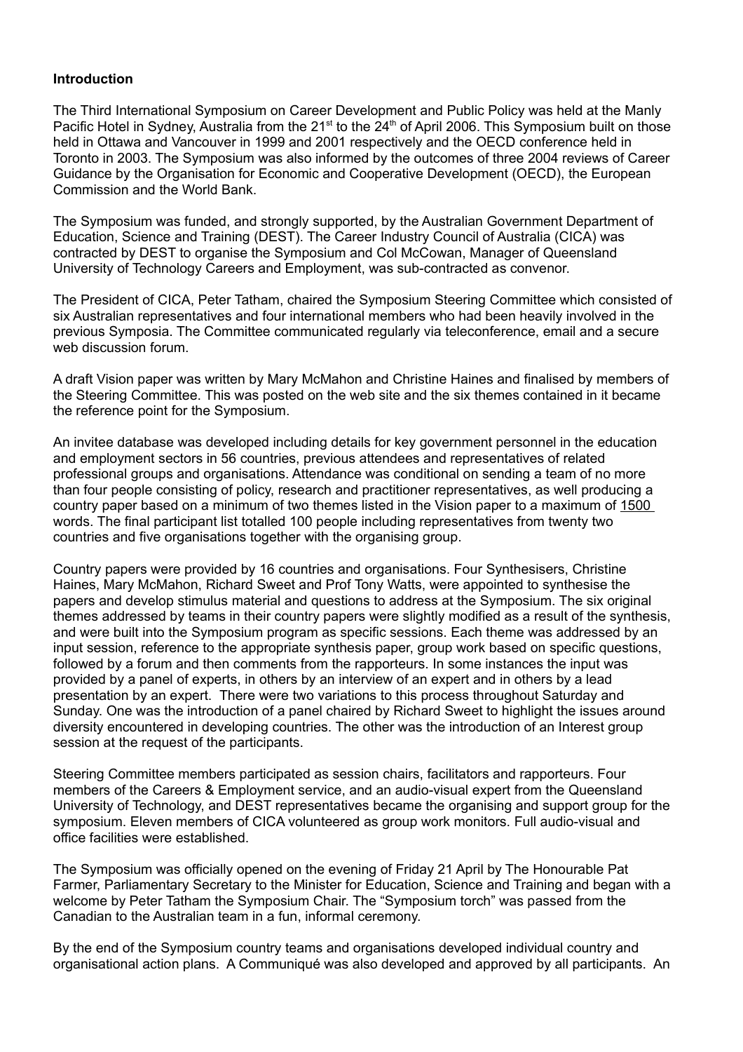**Introduction**

The Third International Symposium on Career Development and Public Policy was held at the Manly Pacific Hotel in Sydney, Australia from the 21st to the 24th of April 2006. This Symposium built on those held in Ottawa and Vancouver in 1999 and 2001 respectively and the OECD conference held in Toronto in 2003. The Symposium was also informed by the outcomes of three 2004 reviews of Career Guidance by the Organisation for Economic and Cooperative Development (OECD), the European Commission and the World Bank.

The Symposium was funded, and strongly supported, by the Australian Government Department of Education, Science and Training (DEST). The Career Industry Council of Australia (CICA) was contracted by DEST to organise the Symposium and Col McCowan, Manager of Queensland University of Technology Careers and Employment, was sub-contracted as convenor.

The President of CICA, Peter Tatham, chaired the Symposium Steering Committee which consisted of six Australian representatives and four international members who had been heavily involved in the previous Symposia. The Committee communicated regularly via teleconference, email and a secure web discussion forum.

A draft Vision paper was written by Mary McMahon and Christine Haines and finalised by members of the Steering Committee. This was posted on the web site and the six themes contained in it became the reference point for the Symposium.

An invitee database was developed including details for key government personnel in the education and employment sectors in 56 countries, previous attendees and representatives of related professional groups and organisations. Attendance was conditional on sending a team of no more than four people consisting of policy, research and practitioner representatives, as well producing a country paper based on a minimum of two themes listed in the Vision paper to a maximum of 1500 words. The final participant list totalled 100 people including representatives from twenty two countries and five organisations together with the organising group.

Country papers were provided by 16 countries and organisations. Four Synthesisers, Christine Haines, Mary McMahon, Richard Sweet and Prof Tony Watts, were appointed to synthesise the papers and develop stimulus material and questions to address at the Symposium. The six original themes addressed by teams in their country papers were slightly modified as a result of the synthesis, and were built into the Symposium program as specific sessions. Each theme was addressed by an input session, reference to the appropriate synthesis paper, group work based on specific questions, followed by a forum and then comments from the rapporteurs. In some instances the input was provided by a panel of experts, in others by an interview of an expert and in others by a lead presentation by an expert. There were two variations to this process throughout Saturday and Sunday. One was the introduction of a panel chaired by Richard Sweet to highlight the issues around diversity encountered in developing countries. The other was the introduction of an Interest group session at the request of the participants.

Steering Committee members participated as session chairs, facilitators and rapporteurs. Four members of the Careers & Employment service, and an audio-visual expert from the Queensland University of Technology, and DEST representatives became the organising and support group for the symposium. Eleven members of CICA volunteered as group work monitors. Full audio-visual and office facilities were established.

The Symposium was officially opened on the evening of Friday 21 April by The Honourable Pat Farmer, Parliamentary Secretary to the Minister for Education, Science and Training and began with a welcome by Peter Tatham the Symposium Chair. The "Symposium torch" was passed from the Canadian to the Australian team in a fun, informal ceremony.

By the end of the Symposium country teams and organisations developed individual country and organisational action plans. A Communiqué was also developed and approved by all participants. An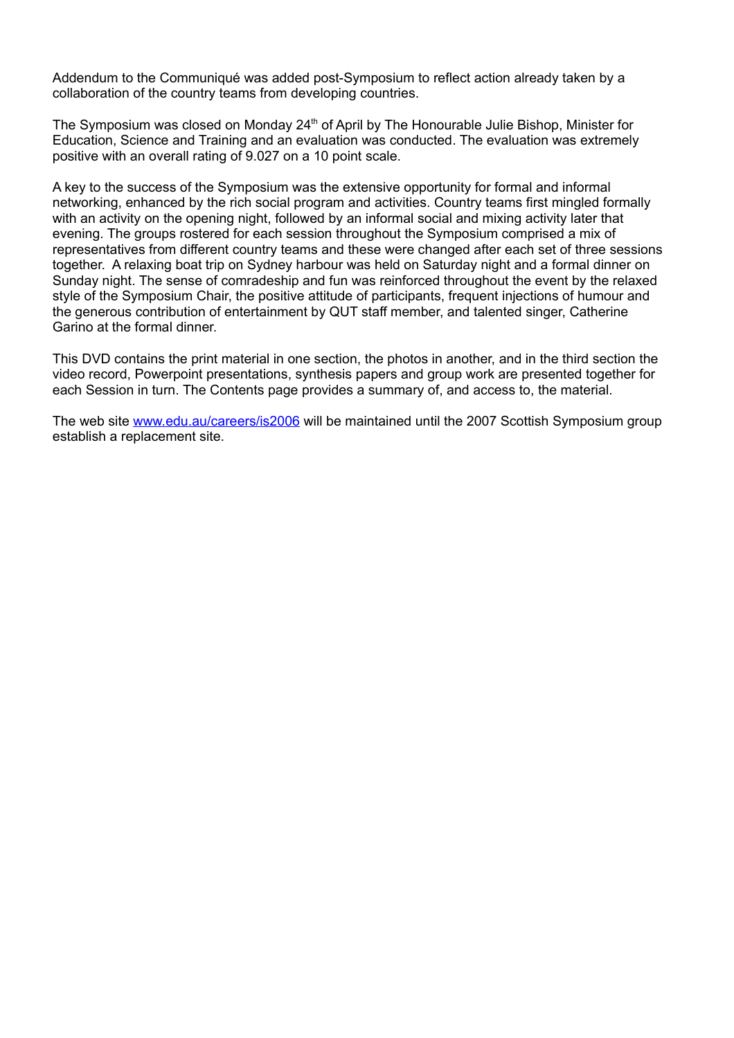Addendum to the Communiqué was added post-Symposium to reflect action already taken by a collaboration of the country teams from developing countries.

The Symposium was closed on Monday 24th of April by The Honourable Julie Bishop, Minister for Education, Science and Training and an evaluation was conducted. The evaluation was extremely positive with an overall rating of 9.027 on a 10 point scale.

A key to the success of the Symposium was the extensive opportunity for formal and informal networking, enhanced by the rich social program and activities. Country teams first mingled formally with an activity on the opening night, followed by an informal social and mixing activity later that evening. The groups rostered for each session throughout the Symposium comprised a mix of representatives from different country teams and these were changed after each set of three sessions together. A relaxing boat trip on Sydney harbour was held on Saturday night and a formal dinner on Sunday night. The sense of comradeship and fun was reinforced throughout the event by the relaxed style of the Symposium Chair, the positive attitude of participants, frequent injections of humour and the generous contribution of entertainment by QUT staff member, and talented singer, Catherine Garino at the formal dinner.

This DVD contains the print material in one section, the photos in another, and in the third section the video record, Powerpoint presentations, synthesis papers and group work are presented together for each Session in turn. The Contents page provides a summary of, and access to, the material.

The web site [www.edu.au/careers/is2006](www.edu.au/careers/is2006) will be maintained until the 2007 Scottish Symposium group establish a replacement site.